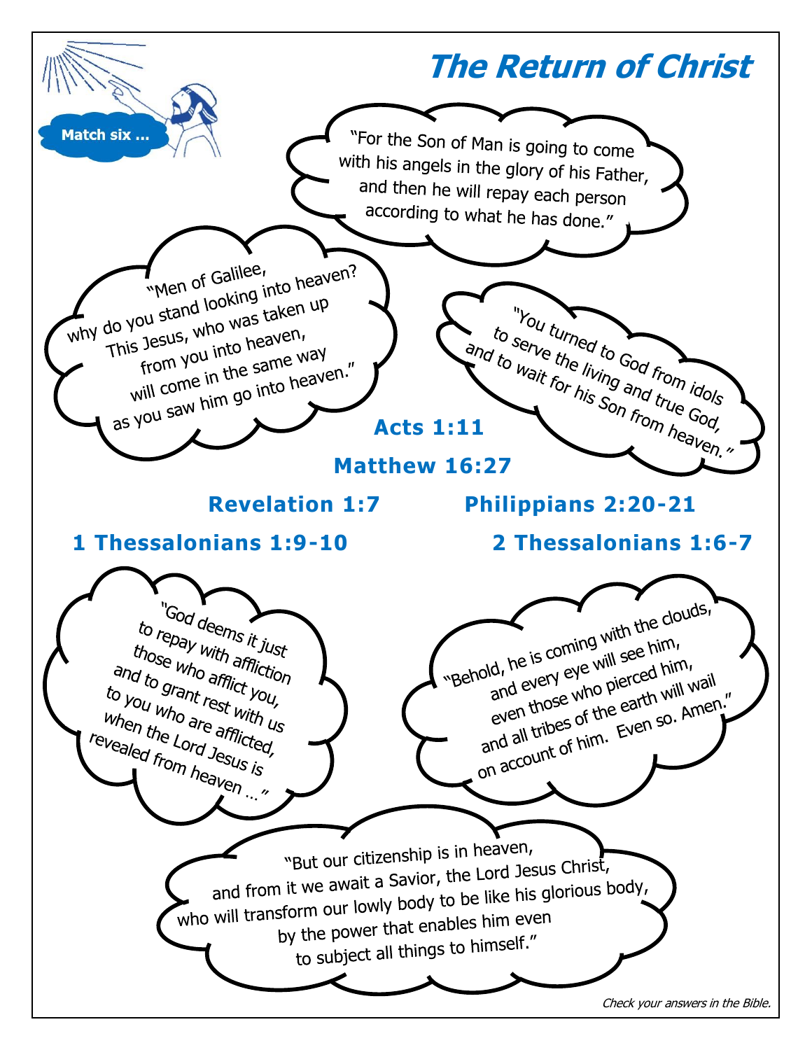# The Return of Christ

Match six ...

"For the Son of Man is going to come with his angels in the glory of his Father, and then he will repay each person according to what he has done."

"Men of Galilee, why do you stand looking into heaven? This Jesus, who was taken up from you into heaven, will come in the same way as you saw him go into heaven."

"You turned to God from idols to serve the living and true God, and to wait for his Son from heaven."

**Acts 1:11**

**Matthew 16:27**

**Revelation 1:7**

**Philippians 2:20-21**

**1 Thessalonians 1:9-10**

**2 Thessalonians 1:6-7**

"God deems it just to repay with affliction those who afflict you, and to grant rest with us to you who are afflicted, when the Lord Jesus is revealed from heaven ..."

"Behold, he is coming with the clouds, and every eye will see him, even those who pierced him, and all tribes of the earth will wail on account of him. Even so. Amen."

"But our citizenship is in heaven, and from it we await a Savior, the Lord Jesus Christ, who will transform our lowly body to be like his glorious body, by the power that enables him even to subject all things to himself."

*Check your answers in the Bible.*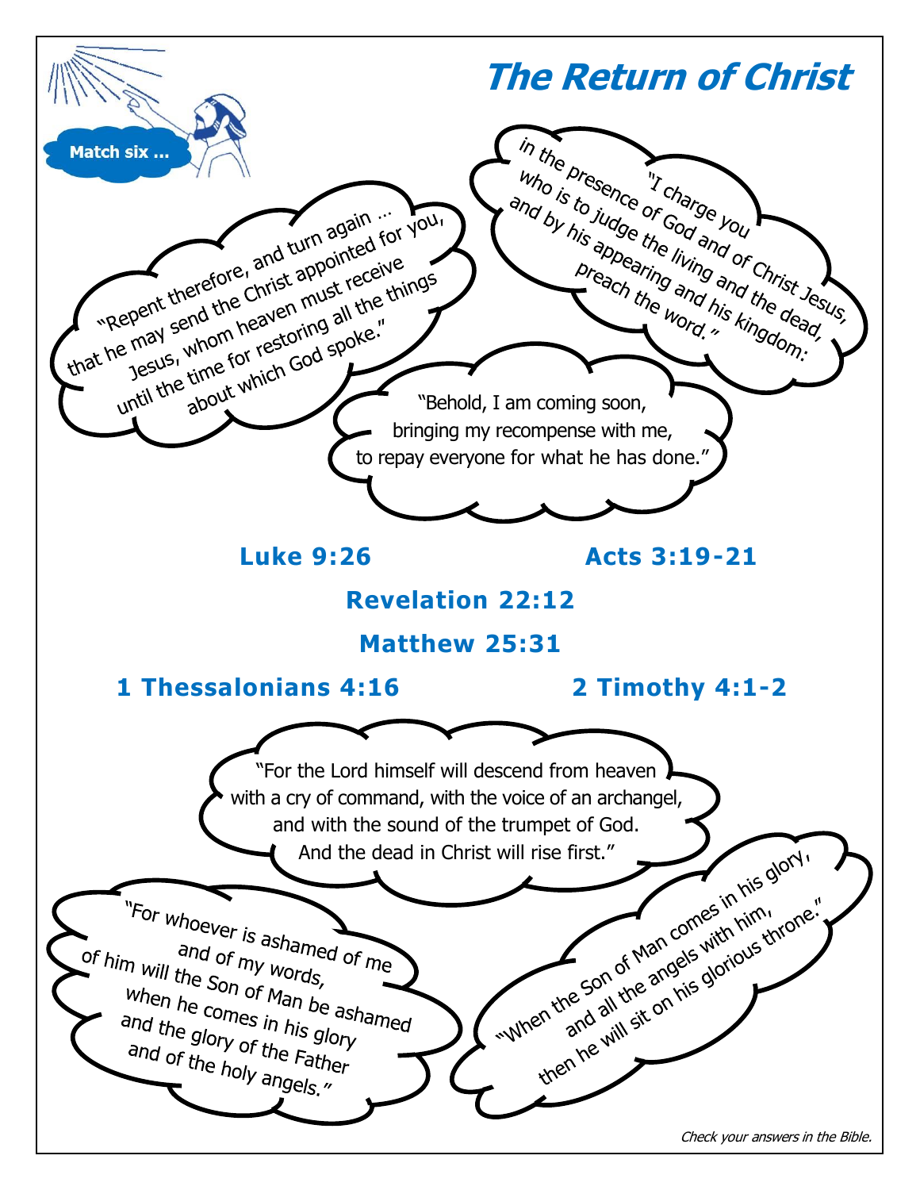# The Return of Christ

Match six ...

"I charge you in the presence of God and of Christ Jesus, who is to judge the living and the dead, and by his appearing and his kingdom: preach the word."

"Repent therefore, and turn again ... that he may send the Christ appointed for you, Jesus, whom heaven must receive until the time for restoring all the things about which God spoke."

"Behold, I am coming soon, bringing my recompense with me, to repay everyone for what he has done."

**Luke 9:26**

**Acts 3:19-21**

**Revelation 22:12**

**Matthew 25:31**

**1 Thessalonians 4:16**

**2 Timothy 4:1-2**

"For the Lord himself will descend from heaven with a cry of command, with the voice of an archangel, and with the sound of the trumpet of God. And the dead in Christ will rise first."

"For whoever is ashamed of me and of my words, of him will the Son of Man be ashamed when he comes in his glory and the glory of the Father and of the holy angels."

"When the Son of Man comes in his glory, and all the angels with him, then he will sit on his glorious throne."

*Check your answers in the Bible.*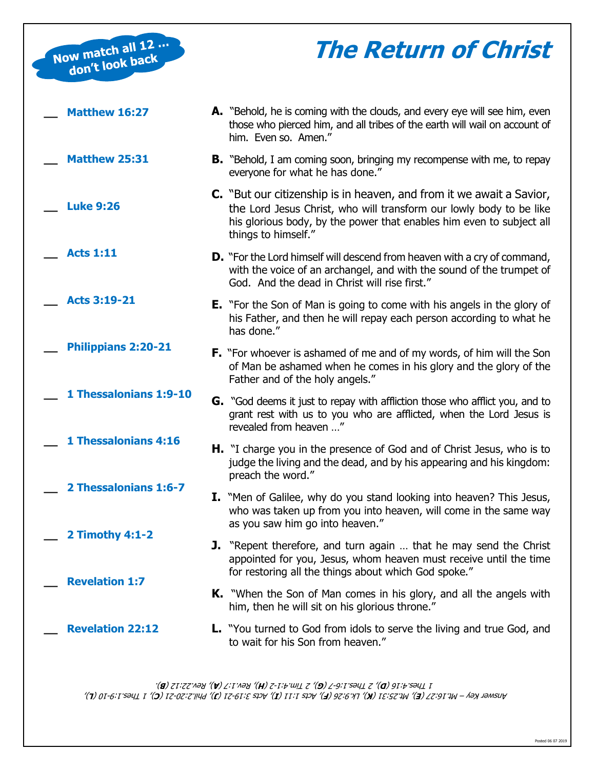Now match all 12 … don't look back

# The Return of Christ

__ **Matthew 16:27**

__ **Matthew 25:31**

__ **Luke 9:26**

__ **Acts 1:11**

__ **Acts 3:19-21**

__ **Philippians 2:20-21**

__ **1 Thessalonians 1:9-10**

__ **1 Thessalonians 4:16**

__ **2 Thessalonians 1:6-7**

__ **2 Timothy 4:1-2**

__ **Revelation 1:7**

__ **Revelation 22:12**

**A.** "Behold, he is coming with the clouds, and every eye will see him, even those who pierced him, and all tribes of the earth will wail on account of him. Even so. Amen."

**B.** "Behold, I am coming soon, bringing my recompense with me, to repay everyone for what he has done."

**C.** "But our citizenship is in heaven, and from it we await a Savior, the Lord Jesus Christ, who will transform our lowly body to be like his glorious body, by the power that enables him even to subject all things to himself."

**D.** "For the Lord himself will descend from heaven with a cry of command, with the voice of an archangel, and with the sound of the trumpet of God. And the dead in Christ will rise first."

**E.** "For the Son of Man is going to come with his angels in the glory of his Father, and then he will repay each person according to what he has done."

**F.** "For whoever is ashamed of me and of my words, of him will the Son of Man be ashamed when he comes in his glory and the glory of the Father and of the holy angels."

**G.** "God deems it just to repay with affliction those who afflict you, and to grant rest with us to you who are afflicted, when the Lord Jesus is revealed from heaven …"

**H.** "I charge you in the presence of God and of Christ Jesus, who is to judge the living and the dead, and by his appearing and his kingdom: preach the word."

**I.** "Men of Galilee, why do you stand looking into heaven? This Jesus, who was taken up from you into heaven, will come in the same way as you saw him go into heaven."

**J.** "Repent therefore, and turn again … that he may send the Christ appointed for you, Jesus, whom heaven must receive until the time for restoring all the things about which God spoke."

**K.** "When the Son of Man comes in his glory, and all the angels with him, then he will sit on his glorious throne."

**L.** "You turned to God from idols to serve the living and true God, and to wait for his Son from heaven."

*Answer Key – Mt.16:27 (**E**), Mt.25:31 (**K**), Lk.9:26 (**F**), Acts 1:11 (**I**), Acts 3:19-21 (**J**), Phil.2:20-21 (**C**), 1 Thes.1:9-10 (**L**), 1 Thes.4:16 (**D**), 2 Thes.1:6-7 (**G**), 2 Tim.4:1-2 (**H**), Rev.1:7 (**A**), Rev.22:12 (**B**).*

Posted 06 07 2019